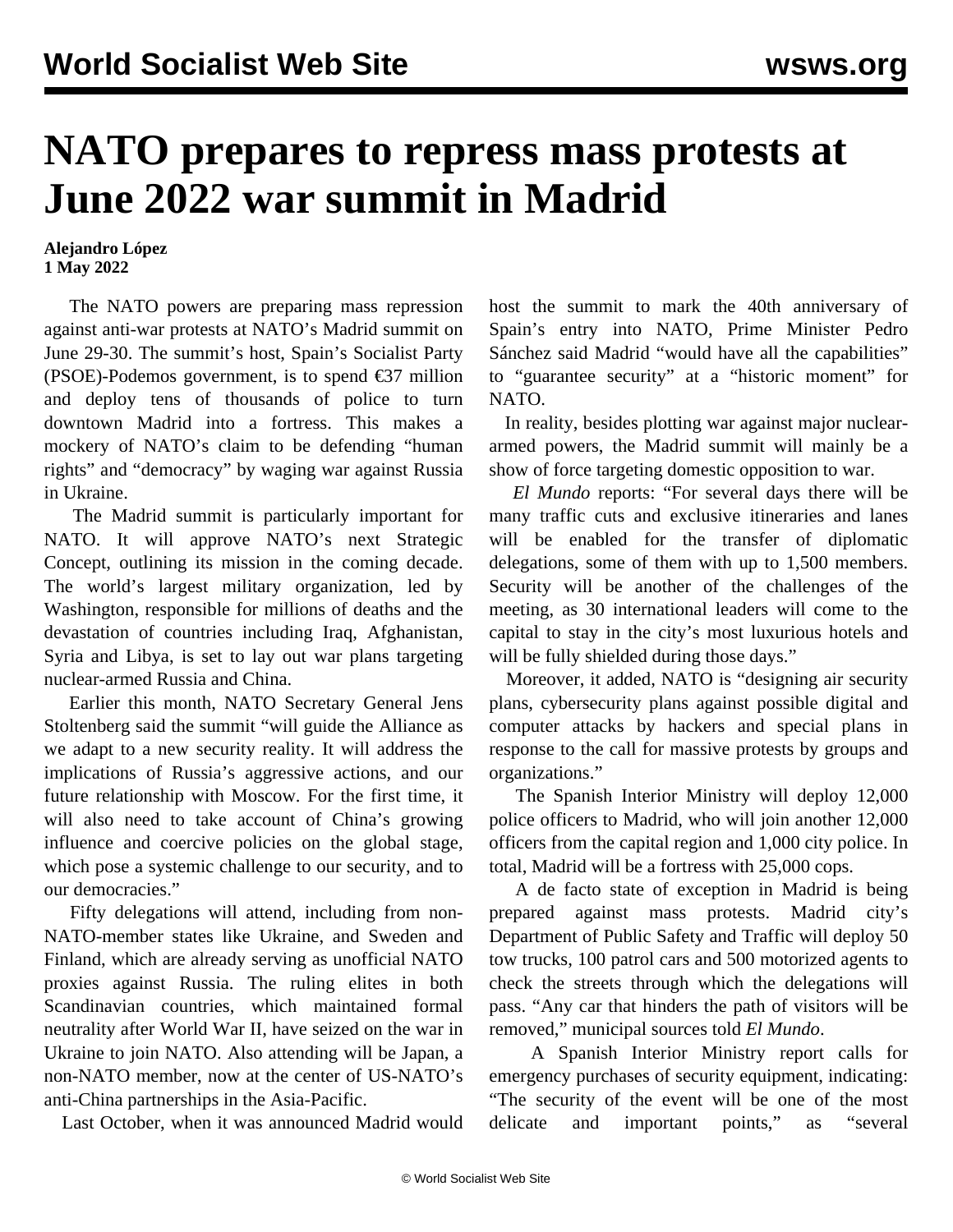# NATO prepares to repress mass protests at June 2022 war summit in Madrid

**Alejandro López**
**1 May 2022**

The NATO powers are preparing mass repression against anti-war protests at NATO's Madrid summit on June 29-30. The summit's host, Spain's Socialist Party (PSOE)-Podemos government, is to spend €37 million and deploy tens of thousands of police to turn downtown Madrid into a fortress. This makes a mockery of NATO's claim to be defending "human rights" and "democracy" by waging war against Russia in Ukraine.

The Madrid summit is particularly important for NATO. It will approve NATO's next Strategic Concept, outlining its mission in the coming decade. The world's largest military organization, led by Washington, responsible for millions of deaths and the devastation of countries including Iraq, Afghanistan, Syria and Libya, is set to lay out war plans targeting nuclear-armed Russia and China.

Earlier this month, NATO Secretary General Jens Stoltenberg said the summit "will guide the Alliance as we adapt to a new security reality. It will address the implications of Russia's aggressive actions, and our future relationship with Moscow. For the first time, it will also need to take account of China's growing influence and coercive policies on the global stage, which pose a systemic challenge to our security, and to our democracies."

Fifty delegations will attend, including from non-NATO-member states like Ukraine, and Sweden and Finland, which are already serving as unofficial NATO proxies against Russia. The ruling elites in both Scandinavian countries, which maintained formal neutrality after World War II, have seized on the war in Ukraine to join NATO. Also attending will be Japan, a non-NATO member, now at the center of US-NATO's anti-China partnerships in the Asia-Pacific.

Last October, when it was announced Madrid would host the summit to mark the 40th anniversary of Spain's entry into NATO, Prime Minister Pedro Sánchez said Madrid "would have all the capabilities" to "guarantee security" at a "historic moment" for NATO.

In reality, besides plotting war against major nuclear-armed powers, the Madrid summit will mainly be a show of force targeting domestic opposition to war.

*El Mundo* reports: "For several days there will be many traffic cuts and exclusive itineraries and lanes will be enabled for the transfer of diplomatic delegations, some of them with up to 1,500 members. Security will be another of the challenges of the meeting, as 30 international leaders will come to the capital to stay in the city's most luxurious hotels and will be fully shielded during those days."

Moreover, it added, NATO is "designing air security plans, cybersecurity plans against possible digital and computer attacks by hackers and special plans in response to the call for massive protests by groups and organizations."

The Spanish Interior Ministry will deploy 12,000 police officers to Madrid, who will join another 12,000 officers from the capital region and 1,000 city police. In total, Madrid will be a fortress with 25,000 cops.

A de facto state of exception in Madrid is being prepared against mass protests. Madrid city's Department of Public Safety and Traffic will deploy 50 tow trucks, 100 patrol cars and 500 motorized agents to check the streets through which the delegations will pass. "Any car that hinders the path of visitors will be removed," municipal sources told *El Mundo*.

A Spanish Interior Ministry report calls for emergency purchases of security equipment, indicating: "The security of the event will be one of the most delicate and important points," as "several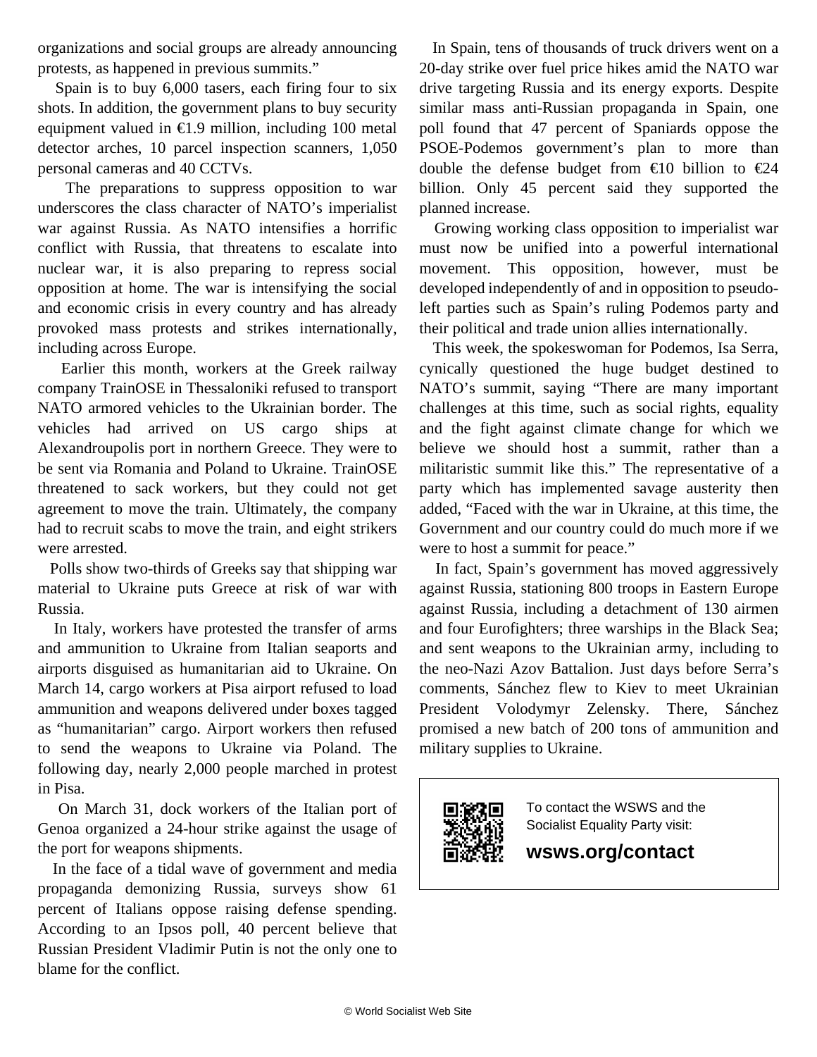organizations and social groups are already announcing protests, as happened in previous summits."

Spain is to buy 6,000 tasers, each firing four to six shots. In addition, the government plans to buy security equipment valued in €1.9 million, including 100 metal detector arches, 10 parcel inspection scanners, 1,050 personal cameras and 40 CCTVs.

The preparations to suppress opposition to war underscores the class character of NATO's imperialist war against Russia. As NATO intensifies a horrific conflict with Russia, that threatens to escalate into nuclear war, it is also preparing to repress social opposition at home. The war is intensifying the social and economic crisis in every country and has already provoked mass protests and strikes internationally, including across Europe.

Earlier this month, workers at the Greek railway company TrainOSE in Thessaloniki refused to transport NATO armored vehicles to the Ukrainian border. The vehicles had arrived on US cargo ships at Alexandroupolis port in northern Greece. They were to be sent via Romania and Poland to Ukraine. TrainOSE threatened to sack workers, but they could not get agreement to move the train. Ultimately, the company had to recruit scabs to move the train, and eight strikers were arrested.

Polls show two-thirds of Greeks say that shipping war material to Ukraine puts Greece at risk of war with Russia.

In Italy, workers have protested the transfer of arms and ammunition to Ukraine from Italian seaports and airports disguised as humanitarian aid to Ukraine. On March 14, cargo workers at Pisa airport refused to load ammunition and weapons delivered under boxes tagged as "humanitarian" cargo. Airport workers then refused to send the weapons to Ukraine via Poland. The following day, nearly 2,000 people marched in protest in Pisa.

On March 31, dock workers of the Italian port of Genoa organized a 24-hour strike against the usage of the port for weapons shipments.

In the face of a tidal wave of government and media propaganda demonizing Russia, surveys show 61 percent of Italians oppose raising defense spending. According to an Ipsos poll, 40 percent believe that Russian President Vladimir Putin is not the only one to blame for the conflict.

In Spain, tens of thousands of truck drivers went on a 20-day strike over fuel price hikes amid the NATO war drive targeting Russia and its energy exports. Despite similar mass anti-Russian propaganda in Spain, one poll found that 47 percent of Spaniards oppose the PSOE-Podemos government's plan to more than double the defense budget from €10 billion to €24 billion. Only 45 percent said they supported the planned increase.

Growing working class opposition to imperialist war must now be unified into a powerful international movement. This opposition, however, must be developed independently of and in opposition to pseudo-left parties such as Spain's ruling Podemos party and their political and trade union allies internationally.

This week, the spokeswoman for Podemos, Isa Serra, cynically questioned the huge budget destined to NATO's summit, saying "There are many important challenges at this time, such as social rights, equality and the fight against climate change for which we believe we should host a summit, rather than a militaristic summit like this." The representative of a party which has implemented savage austerity then added, "Faced with the war in Ukraine, at this time, the Government and our country could do much more if we were to host a summit for peace."

In fact, Spain's government has moved aggressively against Russia, stationing 800 troops in Eastern Europe against Russia, including a detachment of 130 airmen and four Eurofighters; three warships in the Black Sea; and sent weapons to the Ukrainian army, including to the neo-Nazi Azov Battalion. Just days before Serra's comments, Sánchez flew to Kiev to meet Ukrainian President Volodymyr Zelensky. There, Sánchez promised a new batch of 200 tons of ammunition and military supplies to Ukraine.

To contact the WSWS and the Socialist Equality Party visit:

**wsws.org/contact**